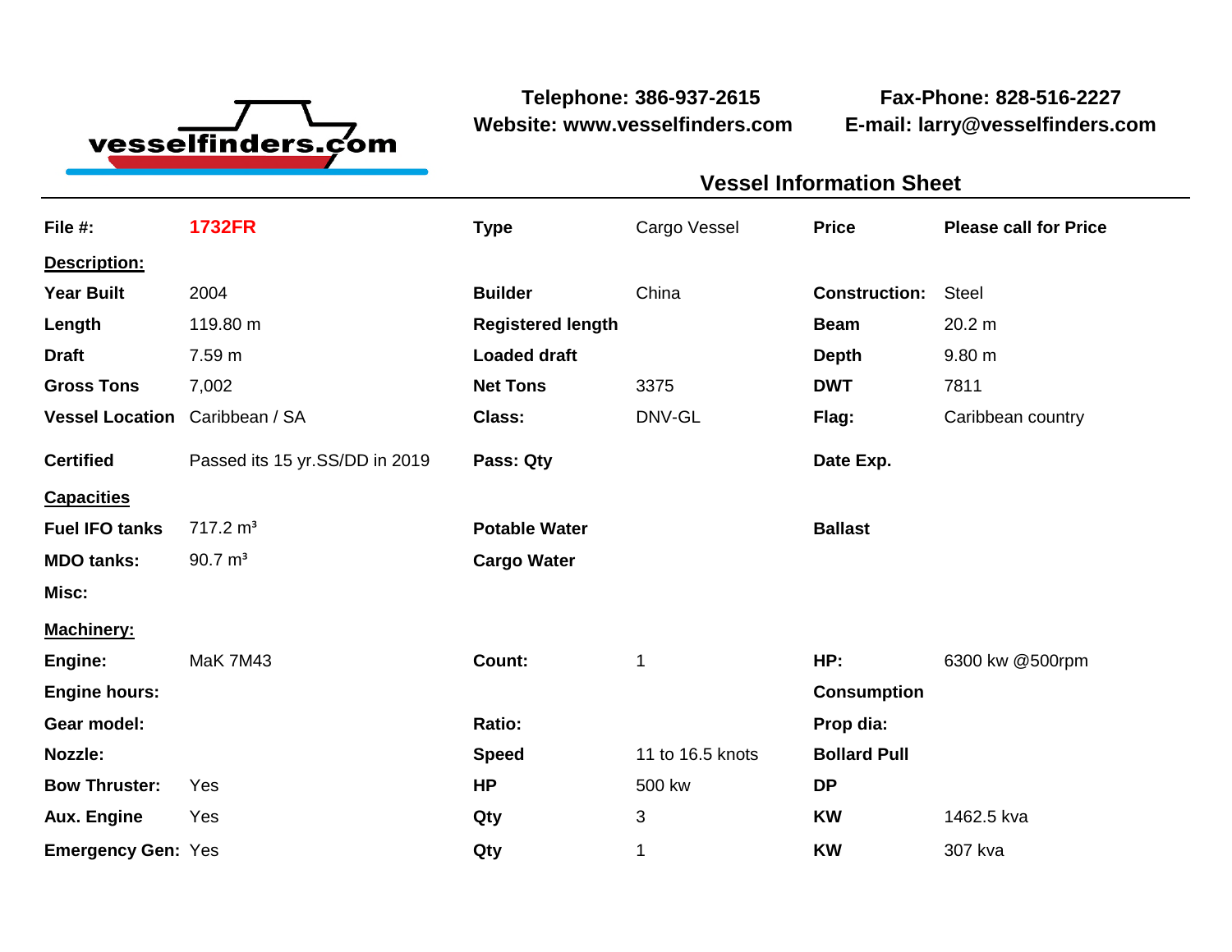vesselfinders.com

**Telephone: 386-937-2615**
**Website: www.vesselfinders.com**

**Fax-Phone: 828-516-2227**
**E-mail: larry@vesselfinders.com**

## Vessel Information Sheet

| | | | | | |
|---|---|---|---|---|---|
| **File #:** | **1732FR** | **Type** | Cargo Vessel | **Price** | **Please call for Price** |
| **Description:** | | | | | |
| **Year Built** | 2004 | **Builder** | China | **Construction:** | Steel |
| **Length** | 119.80 m | **Registered length** | | **Beam** | 20.2 m |
| **Draft** | 7.59 m | **Loaded draft** | | **Depth** | 9.80 m |
| **Gross Tons** | 7,002 | **Net Tons** | 3375 | **DWT** | 7811 |
| **Vessel Location** | Caribbean / SA | **Class:** | DNV-GL | **Flag:** | Caribbean country |
| **Certified** | Passed its 15 yr.SS/DD in 2019 | **Pass: Qty** | | **Date Exp.** | |
| **Capacities** | | | | | |
| **Fuel IFO tanks** | 717.2 m³ | **Potable Water** | | **Ballast** | |
| **MDO tanks:** | 90.7 m³ | **Cargo Water** | | | |
| **Misc:** | | | | | |
| **Machinery:** | | | | | |
| **Engine:** | MaK 7M43 | **Count:** | 1 | **HP:** | 6300 kw @500rpm |
| **Engine hours:** | | | | **Consumption** | |
| **Gear model:** | | **Ratio:** | | **Prop dia:** | |
| **Nozzle:** | | **Speed** | 11 to 16.5 knots | **Bollard Pull** | |
| **Bow Thruster:** | Yes | **HP** | 500 kw | **DP** | |
| **Aux. Engine** | Yes | **Qty** | 3 | **KW** | 1462.5 kva |
| **Emergency Gen:** | Yes | **Qty** | 1 | **KW** | 307 kva |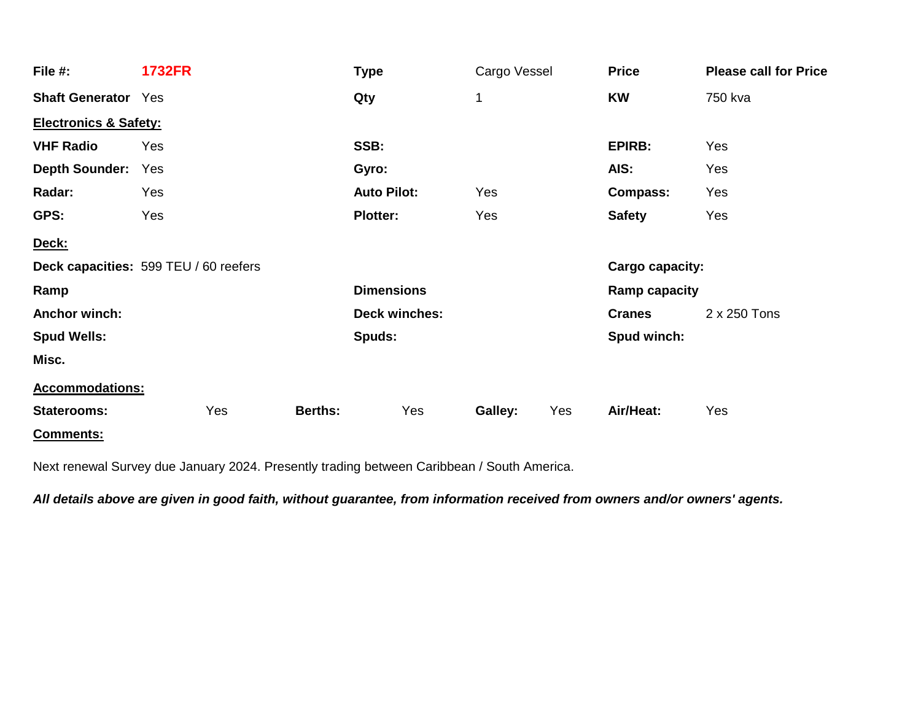| | | | | | |
|---|---|---|---|---|---|
| **File #:** | **1732FR** | **Type** | Cargo Vessel | **Price** | **Please call for Price** |
| **Shaft Generator** | Yes | **Qty** | 1 | **KW** | 750 kva |

**Electronics & Safety:**

| | | | | | |
|---|---|---|---|---|---|
| **VHF Radio** | Yes | **SSB:** | | **EPIRB:** | Yes |
| **Depth Sounder:** | Yes | **Gyro:** | | **AIS:** | Yes |
| **Radar:** | Yes | **Auto Pilot:** | Yes | **Compass:** | Yes |
| **GPS:** | Yes | **Plotter:** | Yes | **Safety** | Yes |

**Deck:**

| | | | | | |
|---|---|---|---|---|---|
| **Deck capacities:** | 599 TEU / 60 reefers | | | **Cargo capacity:** | |
| **Ramp** | | **Dimensions** | | **Ramp capacity** | |
| **Anchor winch:** | | **Deck winches:** | | **Cranes** | 2 x 250 Tons |
| **Spud Wells:** | | **Spuds:** | | **Spud winch:** | |
| **Misc.** | | | | | |

**Accommodations:**

| | | | | | | | |
|---|---|---|---|---|---|---|---|
| **Staterooms:** | Yes | **Berths:** | Yes | **Galley:** | Yes | **Air/Heat:** | Yes |

**Comments:**

Next renewal Survey due January 2024. Presently trading between Caribbean / South America.

***All details above are given in good faith, without guarantee, from information received from owners and/or owners' agents.***